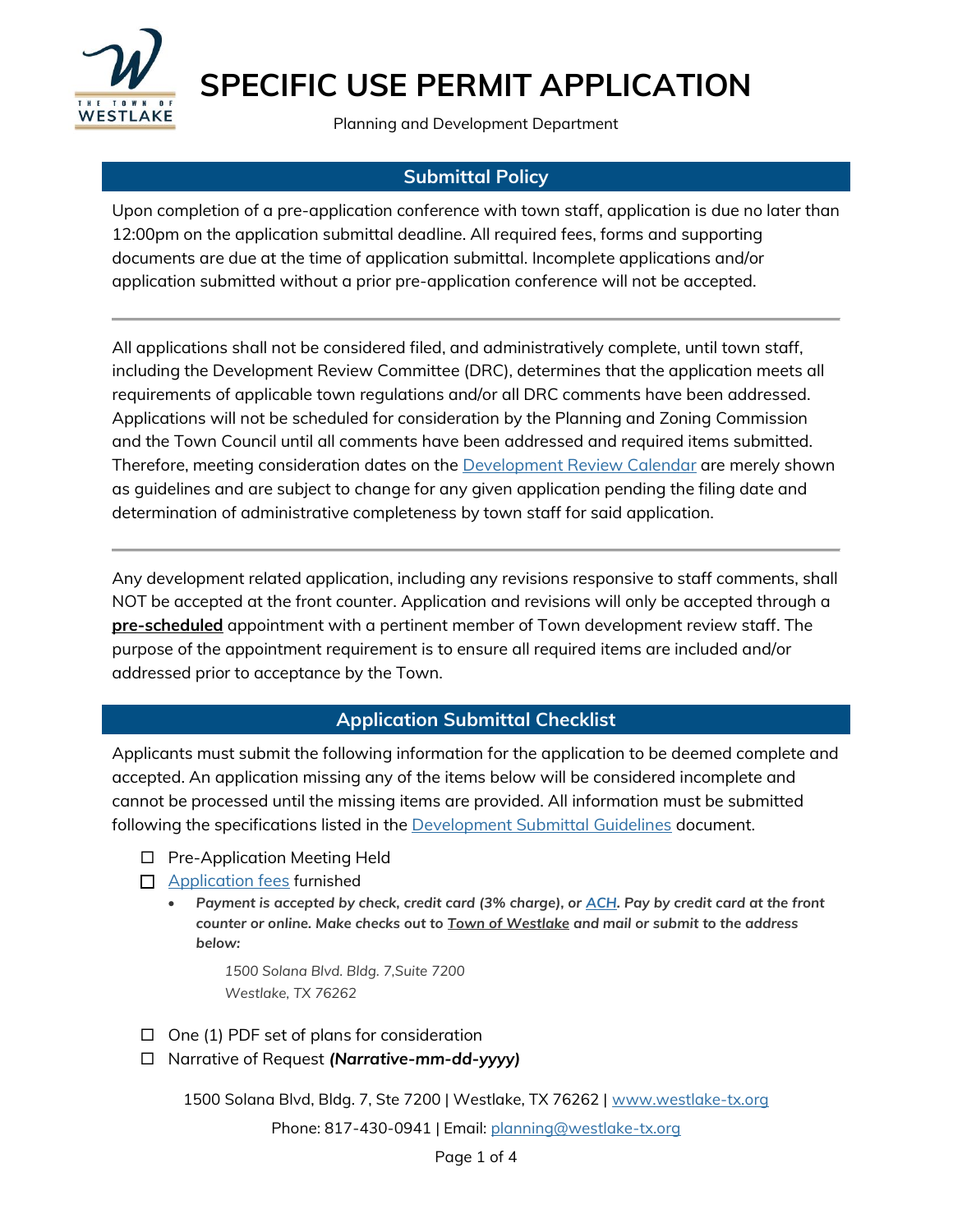# SPECIFIC USE PERMIT APPLICATION

Planning and Development Department

## Submittal Policy

Upon completion of a pre-application conference with town staff, application is due no later than 12:00pm on the application submittal deadline. All required fees, forms and supporting documents are due at the time of application submittal. Incomplete applications and/or application submitted without a prior pre-application conference will not be accepted.

---

All applications shall not be considered filed, and administratively complete, until town staff, including the Development Review Committee (DRC), determines that the application meets all requirements of applicable town regulations and/or all DRC comments have been addressed. Applications will not be scheduled for consideration by the Planning and Zoning Commission and the Town Council until all comments have been addressed and required items submitted. Therefore, meeting consideration dates on the Development Review Calendar are merely shown as guidelines and are subject to change for any given application pending the filing date and determination of administrative completeness by town staff for said application.

---

Any development related application, including any revisions responsive to staff comments, shall NOT be accepted at the front counter. Application and revisions will only be accepted through a **pre-scheduled** appointment with a pertinent member of Town development review staff. The purpose of the appointment requirement is to ensure all required items are included and/or addressed prior to acceptance by the Town.

## Application Submittal Checklist

Applicants must submit the following information for the application to be deemed complete and accepted. An application missing any of the items below will be considered incomplete and cannot be processed until the missing items are provided. All information must be submitted following the specifications listed in the Development Submittal Guidelines document.

- ☐ Pre-Application Meeting Held
- ☐ Application fees furnished
  - ***Payment is accepted by check, credit card (3% charge), or ACH. Pay by credit card at the front counter or online. Make checks out to Town of Westlake and mail or submit to the address below:***

    *1500 Solana Blvd. Bldg. 7,Suite 7200*
    *Westlake, TX 76262*

- ☐ One (1) PDF set of plans for consideration
- ☐ Narrative of Request ***(Narrative-mm-dd-yyyy)***

1500 Solana Blvd, Bldg. 7, Ste 7200 | Westlake, TX 76262 | www.westlake-tx.org

Phone: 817-430-0941 | Email: planning@westlake-tx.org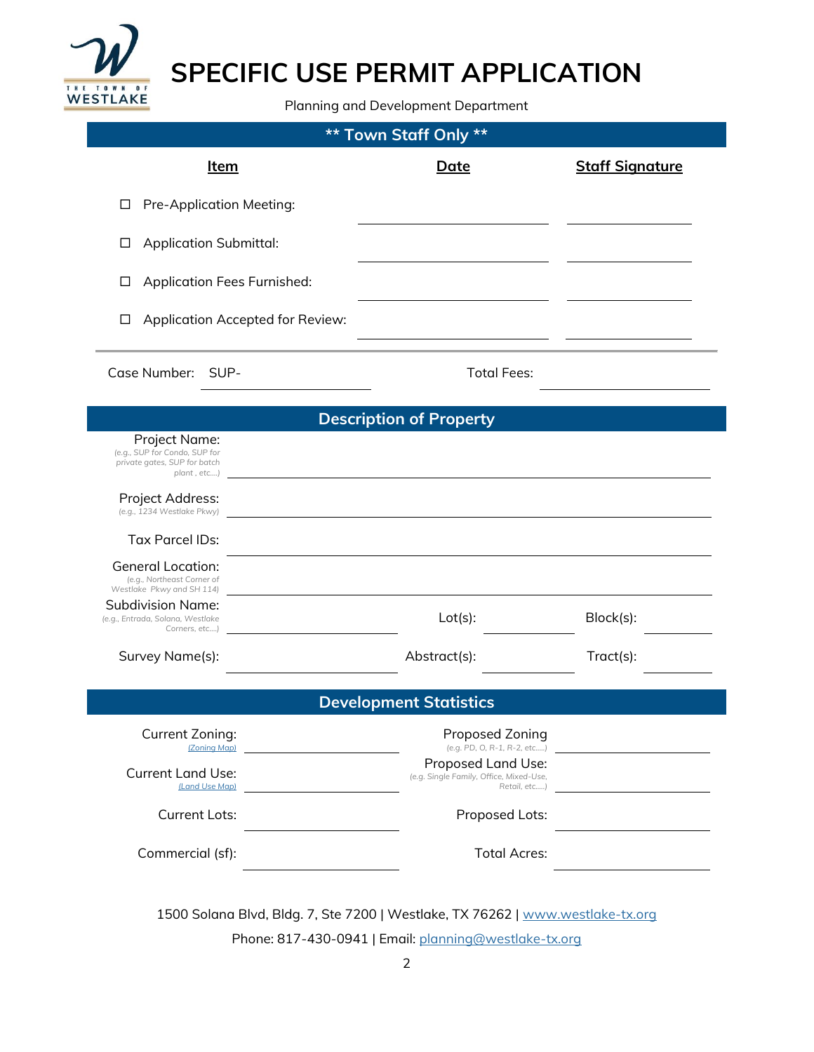# SPECIFIC USE PERMIT APPLICATION

Planning and Development Department

## ** Town Staff Only **

| Item | Date | Staff Signature |
|---|---|---|
| ☐ Pre-Application Meeting: | | |
| ☐ Application Submittal: | | |
| ☐ Application Fees Furnished: | | |
| ☐ Application Accepted for Review: | | |

Case Number: SUP-\_\_\_\_\_\_\_\_\_\_ Total Fees: \_\_\_\_\_\_\_\_\_\_

## Description of Property

Project Name: *(e.g., SUP for Condo, SUP for private gates, SUP for batch plant , etc....)* \_\_\_\_\_\_\_\_\_\_

Project Address: *(e.g., 1234 Westlake Pkwy)* \_\_\_\_\_\_\_\_\_\_

Tax Parcel IDs: \_\_\_\_\_\_\_\_\_\_

General Location: *(e.g., Northeast Corner of Westlake Pkwy and SH 114)* \_\_\_\_\_\_\_\_\_\_

Subdivision Name: *(e.g., Entrada, Solana, Westlake Corners, etc....)* \_\_\_\_\_\_\_\_\_\_ Lot(s): \_\_\_\_\_\_\_\_\_\_ Block(s): \_\_\_\_\_\_\_\_\_\_

Survey Name(s): \_\_\_\_\_\_\_\_\_\_ Abstract(s): \_\_\_\_\_\_\_\_\_\_ Tract(s): \_\_\_\_\_\_\_\_\_\_

## Development Statistics

Current Zoning: [(Zoning Map)] \_\_\_\_\_\_\_\_\_\_ Proposed Zoning *(e.g. PD, O, R-1, R-2, etc.....)* \_\_\_\_\_\_\_\_\_\_

Current Land Use: [(Land Use Map)] \_\_\_\_\_\_\_\_\_\_ Proposed Land Use: *(e.g. Single Family, Office, Mixed-Use, Retail, etc.....)* \_\_\_\_\_\_\_\_\_\_

Current Lots: \_\_\_\_\_\_\_\_\_\_ Proposed Lots: \_\_\_\_\_\_\_\_\_\_

Commercial (sf): \_\_\_\_\_\_\_\_\_\_ Total Acres: \_\_\_\_\_\_\_\_\_\_

1500 Solana Blvd, Bldg. 7, Ste 7200 | Westlake, TX 76262 | www.westlake-tx.org

Phone: 817-430-0941 | Email: planning@westlake-tx.org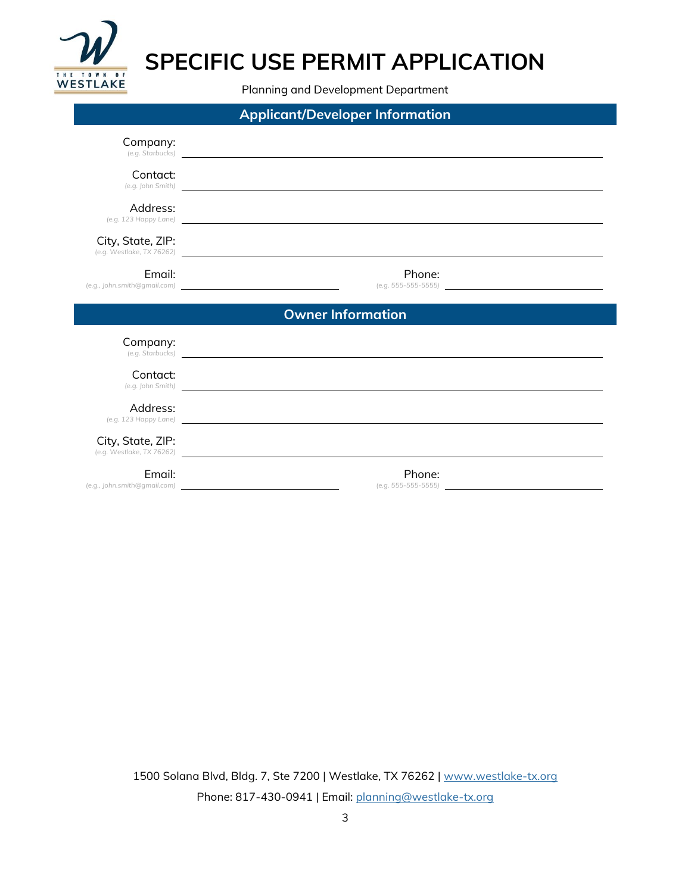# SPECIFIC USE PERMIT APPLICATION

Planning and Development Department

## Applicant/Developer Information

Company: _(e.g. Starbucks)_ ____________________

Contact: _(e.g. John Smith)_ ____________________

Address: _(e.g. 123 Happy Lane)_ ____________________

City, State, ZIP: _(e.g. Westlake, TX 76262)_ ____________________

Email: _(e.g., John.smith@gmail.com)_ ____________________ Phone: _(e.g. 555-555-5555)_ ____________________

## Owner Information

Company: _(e.g. Starbucks)_ ____________________

Contact: _(e.g. John Smith)_ ____________________

Address: _(e.g. 123 Happy Lane)_ ____________________

City, State, ZIP: _(e.g. Westlake, TX 76262)_ ____________________

Email: _(e.g., John.smith@gmail.com)_ ____________________ Phone: _(e.g. 555-555-5555)_ ____________________

1500 Solana Blvd, Bldg. 7, Ste 7200 | Westlake, TX 76262 | www.westlake-tx.org

Phone: 817-430-0941 | Email: planning@westlake-tx.org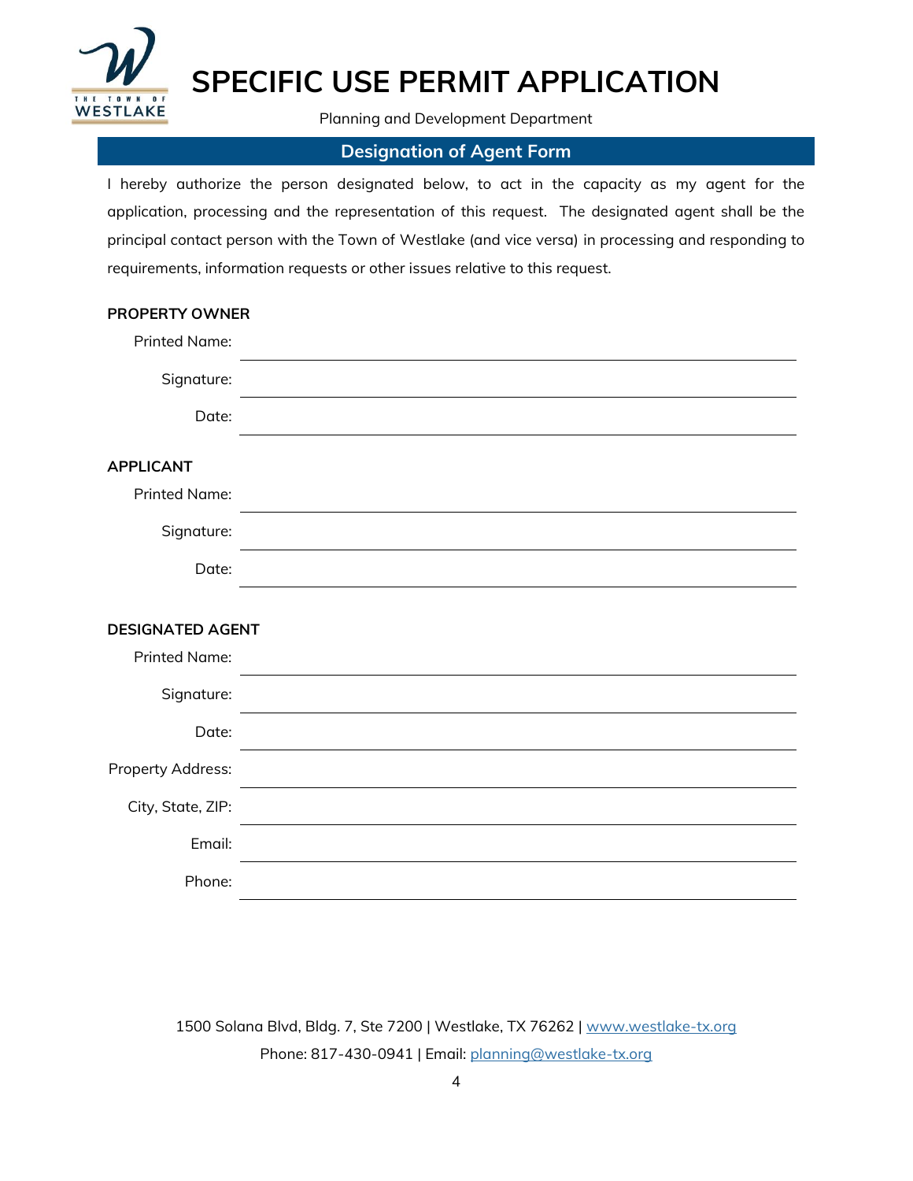# SPECIFIC USE PERMIT APPLICATION

Planning and Development Department

## Designation of Agent Form

I hereby authorize the person designated below, to act in the capacity as my agent for the application, processing and the representation of this request. The designated agent shall be the principal contact person with the Town of Westlake (and vice versa) in processing and responding to requirements, information requests or other issues relative to this request.

**PROPERTY OWNER**

Printed Name: ______________________________

Signature: ______________________________

Date: ______________________________

**APPLICANT**

Printed Name: ______________________________

Signature: ______________________________

Date: ______________________________

**DESIGNATED AGENT**

Printed Name: ______________________________

Signature: ______________________________

Date: ______________________________

Property Address: ______________________________

City, State, ZIP: ______________________________

Email: ______________________________

Phone: ______________________________

1500 Solana Blvd, Bldg. 7, Ste 7200 | Westlake, TX 76262 | www.westlake-tx.org

Phone: 817-430-0941 | Email: planning@westlake-tx.org